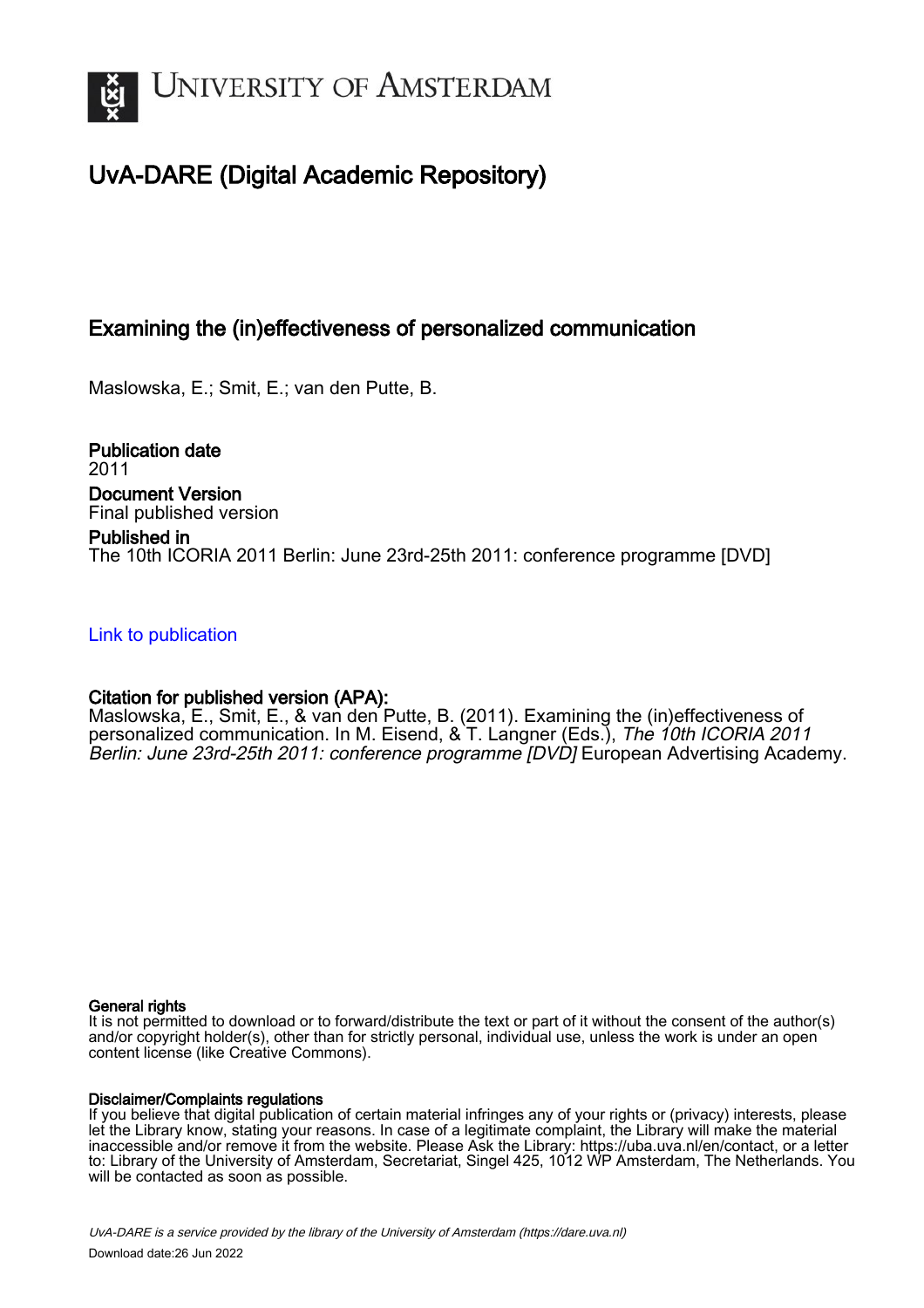# University of Amsterdam

## UvA-DARE (Digital Academic Repository)

### Examining the (in)effectiveness of personalized communication

Maslowska, E.; Smit, E.; van den Putte, B.

**Publication date**
2011

**Document Version**
Final published version

**Published in**
The 10th ICORIA 2011 Berlin: June 23rd-25th 2011: conference programme [DVD]

[Link to publication](#)

**Citation for published version (APA):**
Maslowska, E., Smit, E., & van den Putte, B. (2011). Examining the (in)effectiveness of personalized communication. In M. Eisend, & T. Langner (Eds.), *The 10th ICORIA 2011 Berlin: June 23rd-25th 2011: conference programme [DVD]* European Advertising Academy.

**General rights**
It is not permitted to download or to forward/distribute the text or part of it without the consent of the author(s) and/or copyright holder(s), other than for strictly personal, individual use, unless the work is under an open content license (like Creative Commons).

**Disclaimer/Complaints regulations**
If you believe that digital publication of certain material infringes any of your rights or (privacy) interests, please let the Library know, stating your reasons. In case of a legitimate complaint, the Library will make the material inaccessible and/or remove it from the website. Please Ask the Library: https://uba.uva.nl/en/contact, or a letter to: Library of the University of Amsterdam, Secretariat, Singel 425, 1012 WP Amsterdam, The Netherlands. You will be contacted as soon as possible.

*UvA-DARE is a service provided by the library of the University of Amsterdam (https://dare.uva.nl)*

Download date:26 Jun 2022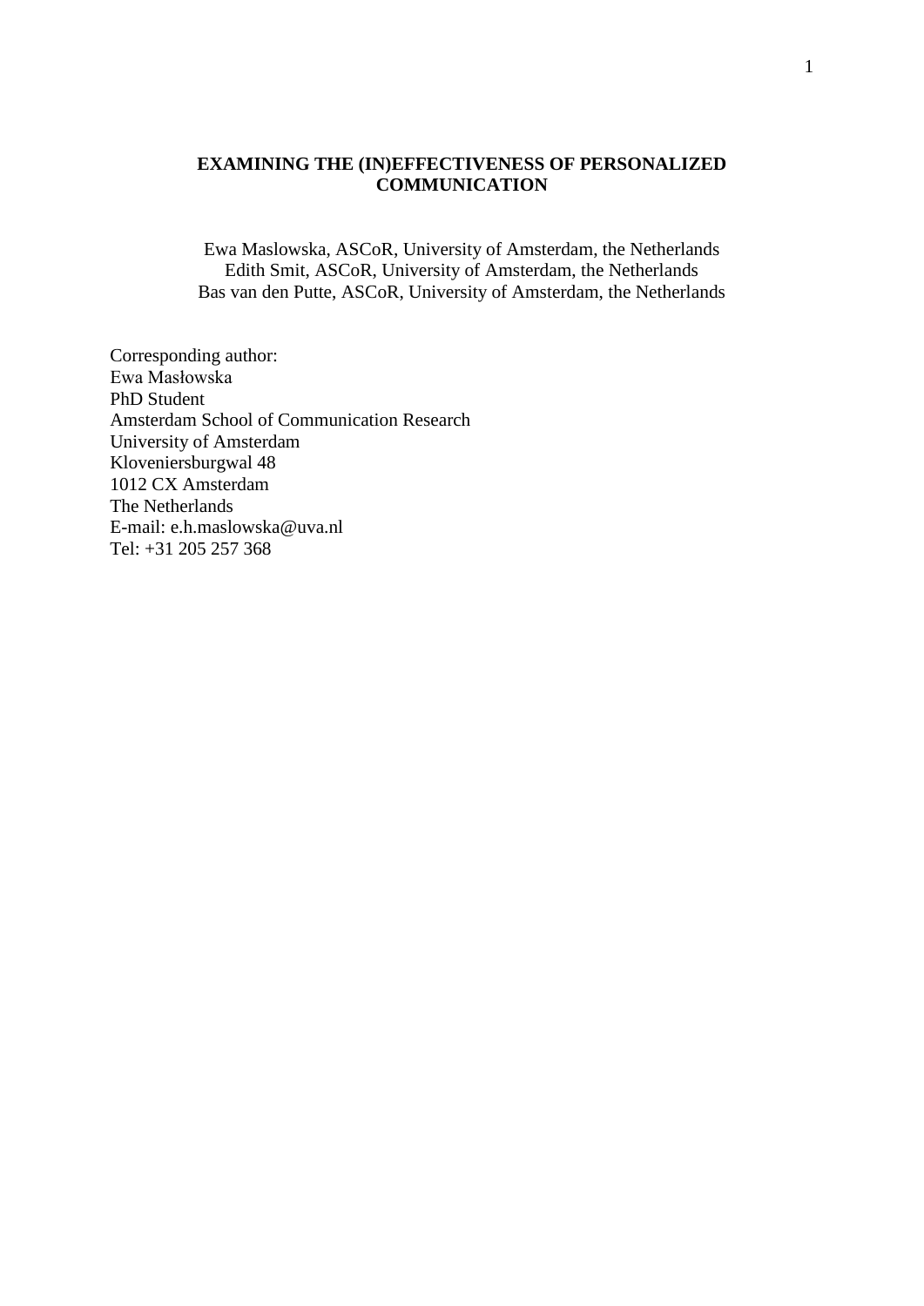# EXAMINING THE (IN)EFFECTIVENESS OF PERSONALIZED COMMUNICATION

Ewa Maslowska, ASCoR, University of Amsterdam, the Netherlands
Edith Smit, ASCoR, University of Amsterdam, the Netherlands
Bas van den Putte, ASCoR, University of Amsterdam, the Netherlands

Corresponding author:
Ewa Masłowska
PhD Student
Amsterdam School of Communication Research
University of Amsterdam
Kloveniersburgwal 48
1012 CX Amsterdam
The Netherlands
E-mail: e.h.maslowska@uva.nl
Tel: +31 205 257 368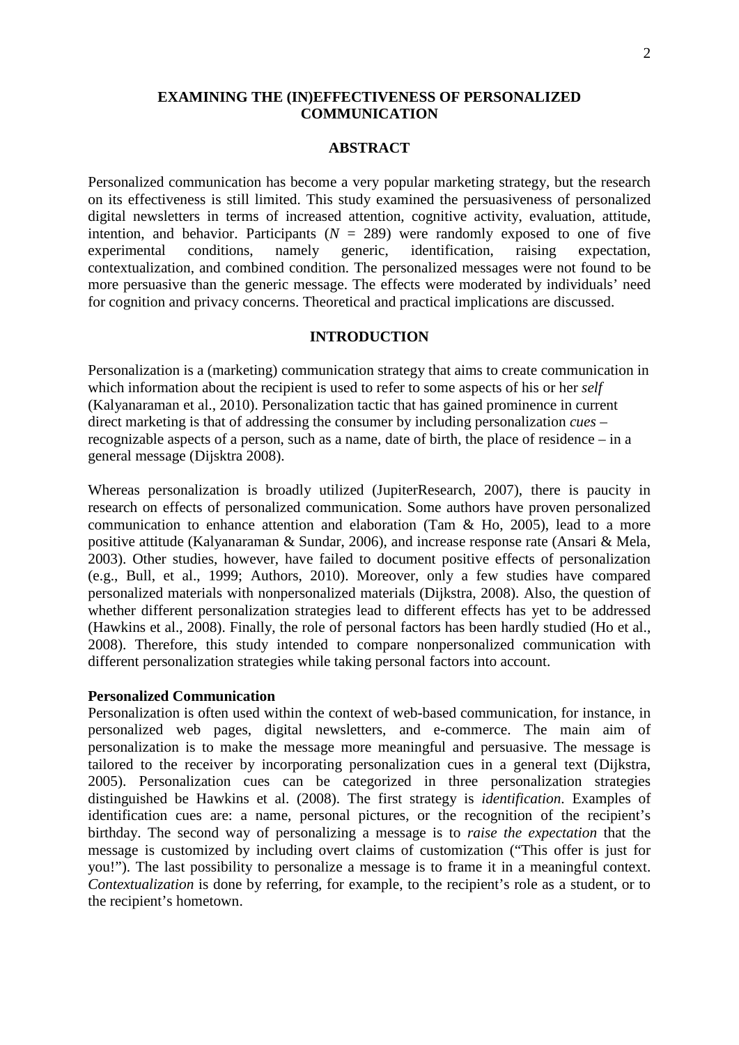## EXAMINING THE (IN)EFFECTIVENESS OF PERSONALIZED COMMUNICATION

## ABSTRACT

Personalized communication has become a very popular marketing strategy, but the research on its effectiveness is still limited. This study examined the persuasiveness of personalized digital newsletters in terms of increased attention, cognitive activity, evaluation, attitude, intention, and behavior. Participants ($N$ = 289) were randomly exposed to one of five experimental conditions, namely generic, identification, raising expectation, contextualization, and combined condition. The personalized messages were not found to be more persuasive than the generic message. The effects were moderated by individuals' need for cognition and privacy concerns. Theoretical and practical implications are discussed.

## INTRODUCTION

Personalization is a (marketing) communication strategy that aims to create communication in which information about the recipient is used to refer to some aspects of his or her *self* (Kalyanaraman et al., 2010). Personalization tactic that has gained prominence in current direct marketing is that of addressing the consumer by including personalization *cues* – recognizable aspects of a person, such as a name, date of birth, the place of residence – in a general message (Dijsktra 2008).

Whereas personalization is broadly utilized (JupiterResearch, 2007), there is paucity in research on effects of personalized communication. Some authors have proven personalized communication to enhance attention and elaboration (Tam & Ho, 2005), lead to a more positive attitude (Kalyanaraman & Sundar, 2006), and increase response rate (Ansari & Mela, 2003). Other studies, however, have failed to document positive effects of personalization (e.g., Bull, et al., 1999; Authors, 2010). Moreover, only a few studies have compared personalized materials with nonpersonalized materials (Dijkstra, 2008). Also, the question of whether different personalization strategies lead to different effects has yet to be addressed (Hawkins et al., 2008). Finally, the role of personal factors has been hardly studied (Ho et al., 2008). Therefore, this study intended to compare nonpersonalized communication with different personalization strategies while taking personal factors into account.

**Personalized Communication**

Personalization is often used within the context of web-based communication, for instance, in personalized web pages, digital newsletters, and e-commerce. The main aim of personalization is to make the message more meaningful and persuasive. The message is tailored to the receiver by incorporating personalization cues in a general text (Dijkstra, 2005). Personalization cues can be categorized in three personalization strategies distinguished be Hawkins et al. (2008). The first strategy is *identification*. Examples of identification cues are: a name, personal pictures, or the recognition of the recipient's birthday. The second way of personalizing a message is to *raise the expectation* that the message is customized by including overt claims of customization ("This offer is just for you!"). The last possibility to personalize a message is to frame it in a meaningful context. *Contextualization* is done by referring, for example, to the recipient's role as a student, or to the recipient's hometown.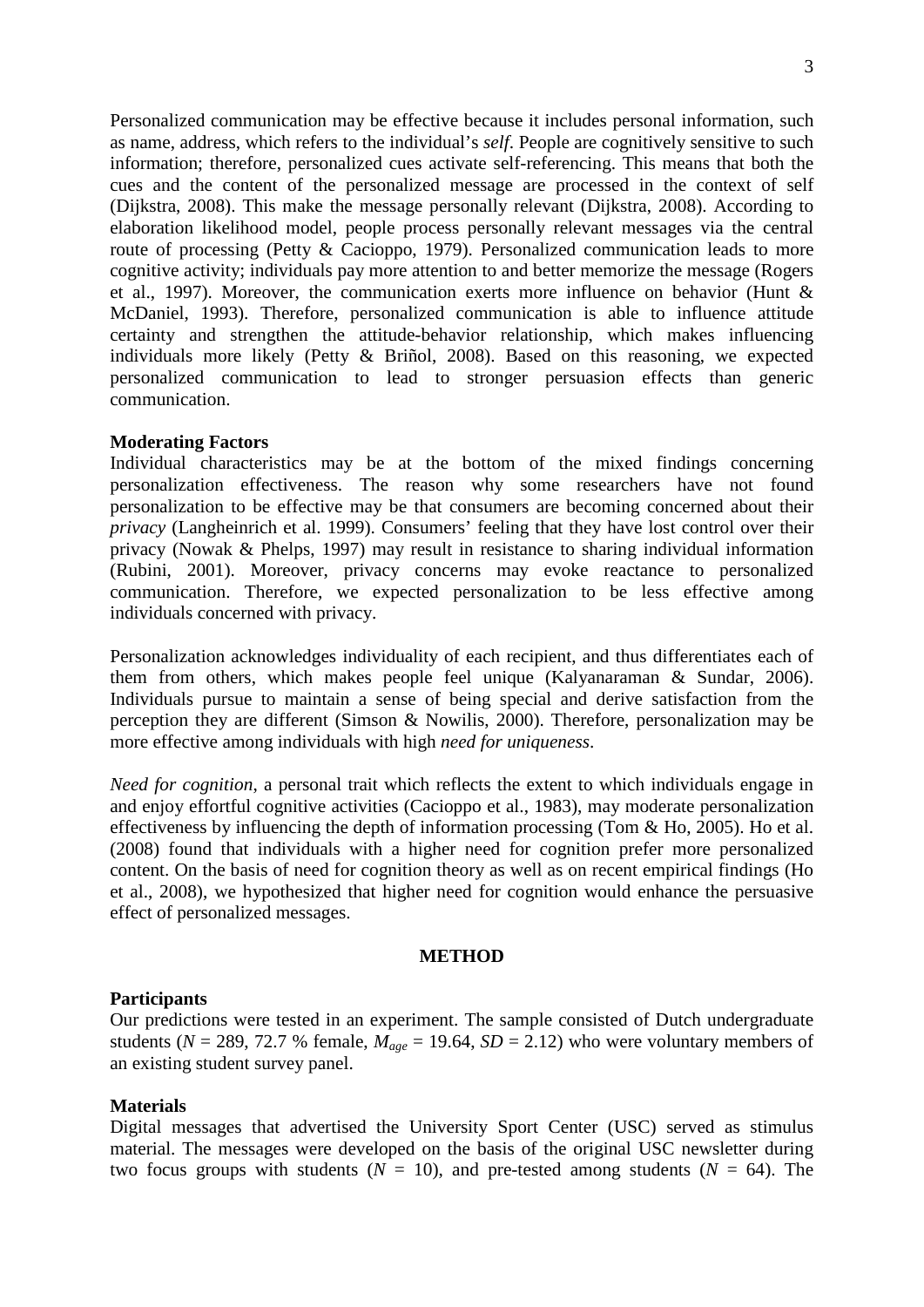Personalized communication may be effective because it includes personal information, such as name, address, which refers to the individual's *self*. People are cognitively sensitive to such information; therefore, personalized cues activate self-referencing. This means that both the cues and the content of the personalized message are processed in the context of self (Dijkstra, 2008). This make the message personally relevant (Dijkstra, 2008). According to elaboration likelihood model, people process personally relevant messages via the central route of processing (Petty & Cacioppo, 1979). Personalized communication leads to more cognitive activity; individuals pay more attention to and better memorize the message (Rogers et al., 1997). Moreover, the communication exerts more influence on behavior (Hunt & McDaniel, 1993). Therefore, personalized communication is able to influence attitude certainty and strengthen the attitude-behavior relationship, which makes influencing individuals more likely (Petty & Briñol, 2008). Based on this reasoning, we expected personalized communication to lead to stronger persuasion effects than generic communication.

**Moderating Factors**

Individual characteristics may be at the bottom of the mixed findings concerning personalization effectiveness. The reason why some researchers have not found personalization to be effective may be that consumers are becoming concerned about their *privacy* (Langheinrich et al. 1999). Consumers' feeling that they have lost control over their privacy (Nowak & Phelps, 1997) may result in resistance to sharing individual information (Rubini, 2001). Moreover, privacy concerns may evoke reactance to personalized communication. Therefore, we expected personalization to be less effective among individuals concerned with privacy.

Personalization acknowledges individuality of each recipient, and thus differentiates each of them from others, which makes people feel unique (Kalyanaraman & Sundar, 2006). Individuals pursue to maintain a sense of being special and derive satisfaction from the perception they are different (Simson & Nowilis, 2000). Therefore, personalization may be more effective among individuals with high *need for uniqueness*.

*Need for cognition*, a personal trait which reflects the extent to which individuals engage in and enjoy effortful cognitive activities (Cacioppo et al., 1983), may moderate personalization effectiveness by influencing the depth of information processing (Tom & Ho, 2005). Ho et al. (2008) found that individuals with a higher need for cognition prefer more personalized content. On the basis of need for cognition theory as well as on recent empirical findings (Ho et al., 2008), we hypothesized that higher need for cognition would enhance the persuasive effect of personalized messages.

## METHOD

**Participants**

Our predictions were tested in an experiment. The sample consisted of Dutch undergraduate students ($N$ = 289, 72.7 % female, $M_{age}$ = 19.64, $SD$ = 2.12) who were voluntary members of an existing student survey panel.

**Materials**

Digital messages that advertised the University Sport Center (USC) served as stimulus material. The messages were developed on the basis of the original USC newsletter during two focus groups with students ($N$ = 10), and pre-tested among students ($N$ = 64). The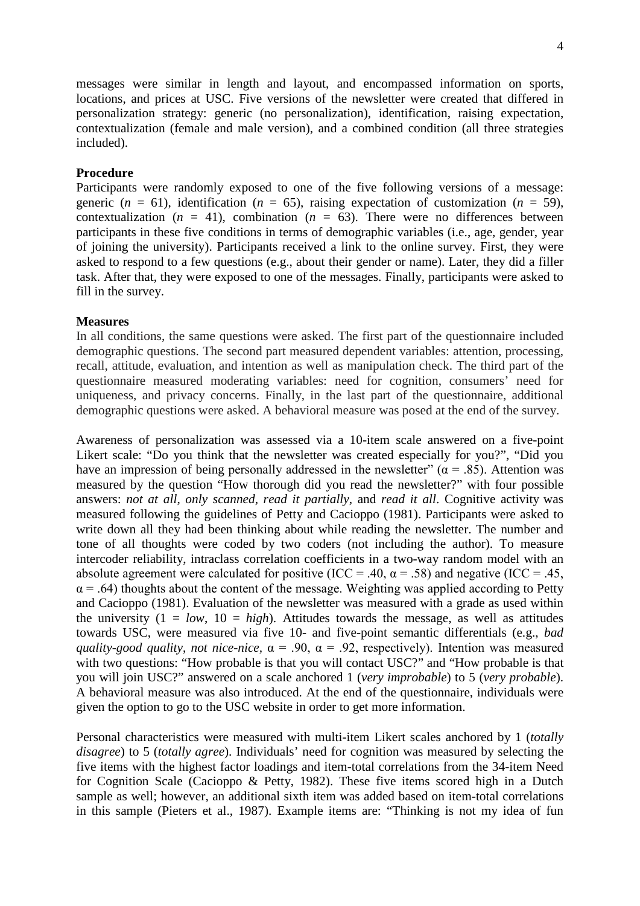messages were similar in length and layout, and encompassed information on sports, locations, and prices at USC. Five versions of the newsletter were created that differed in personalization strategy: generic (no personalization), identification, raising expectation, contextualization (female and male version), and a combined condition (all three strategies included).

**Procedure**

Participants were randomly exposed to one of the five following versions of a message: generic ($n$ = 61), identification ($n$ = 65), raising expectation of customization ($n$ = 59), contextualization ($n$ = 41), combination ($n$ = 63). There were no differences between participants in these five conditions in terms of demographic variables (i.e., age, gender, year of joining the university). Participants received a link to the online survey. First, they were asked to respond to a few questions (e.g., about their gender or name). Later, they did a filler task. After that, they were exposed to one of the messages. Finally, participants were asked to fill in the survey.

**Measures**

In all conditions, the same questions were asked. The first part of the questionnaire included demographic questions. The second part measured dependent variables: attention, processing, recall, attitude, evaluation, and intention as well as manipulation check. The third part of the questionnaire measured moderating variables: need for cognition, consumers' need for uniqueness, and privacy concerns. Finally, in the last part of the questionnaire, additional demographic questions were asked. A behavioral measure was posed at the end of the survey.

Awareness of personalization was assessed via a 10-item scale answered on a five-point Likert scale: "Do you think that the newsletter was created especially for you?", "Did you have an impression of being personally addressed in the newsletter" ($\alpha$ = .85). Attention was measured by the question "How thorough did you read the newsletter?" with four possible answers: *not at all*, *only scanned*, *read it partially*, and *read it all*. Cognitive activity was measured following the guidelines of Petty and Cacioppo (1981). Participants were asked to write down all they had been thinking about while reading the newsletter. The number and tone of all thoughts were coded by two coders (not including the author). To measure intercoder reliability, intraclass correlation coefficients in a two-way random model with an absolute agreement were calculated for positive (ICC = .40, $\alpha$ = .58) and negative (ICC = .45, $\alpha$ = .64) thoughts about the content of the message. Weighting was applied according to Petty and Cacioppo (1981). Evaluation of the newsletter was measured with a grade as used within the university (1 = *low*, 10 = *high*). Attitudes towards the message, as well as attitudes towards USC, were measured via five 10- and five-point semantic differentials (e.g., *bad quality-good quality*, *not nice-nice*, $\alpha$ = .90, $\alpha$ = .92, respectively). Intention was measured with two questions: "How probable is that you will contact USC?" and "How probable is that you will join USC?" answered on a scale anchored 1 (*very improbable*) to 5 (*very probable*). A behavioral measure was also introduced. At the end of the questionnaire, individuals were given the option to go to the USC website in order to get more information.

Personal characteristics were measured with multi-item Likert scales anchored by 1 (*totally disagree*) to 5 (*totally agree*). Individuals' need for cognition was measured by selecting the five items with the highest factor loadings and item-total correlations from the 34-item Need for Cognition Scale (Cacioppo & Petty, 1982). These five items scored high in a Dutch sample as well; however, an additional sixth item was added based on item-total correlations in this sample (Pieters et al., 1987). Example items are: "Thinking is not my idea of fun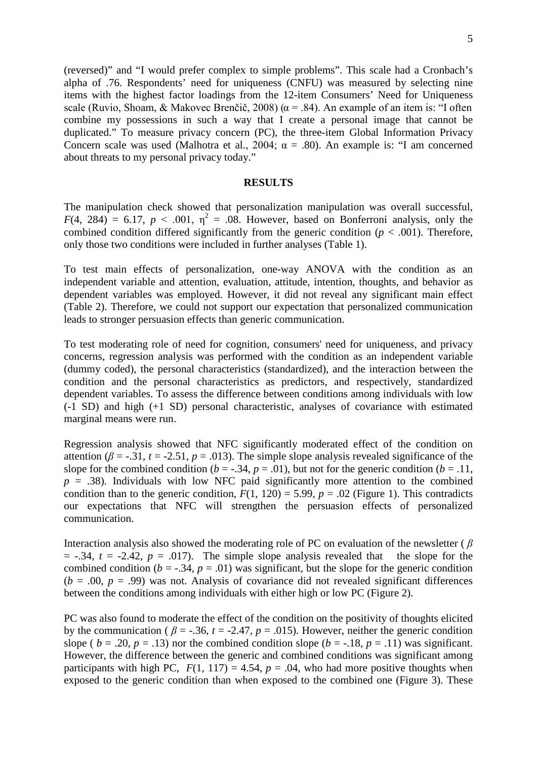(reversed)" and "I would prefer complex to simple problems". This scale had a Cronbach's alpha of .76. Respondents' need for uniqueness (CNFU) was measured by selecting nine items with the highest factor loadings from the 12-item Consumers' Need for Uniqueness scale (Ruvio, Shoam, & Makovec Brenčič, 2008) ($\alpha$ = .84). An example of an item is: "I often combine my possessions in such a way that I create a personal image that cannot be duplicated." To measure privacy concern (PC), the three-item Global Information Privacy Concern scale was used (Malhotra et al., 2004; $\alpha$ = .80). An example is: "I am concerned about threats to my personal privacy today."

## RESULTS

The manipulation check showed that personalization manipulation was overall successful, $F(4, 284) = 6.17$, $p < .001$, $\eta^2 = .08$. However, based on Bonferroni analysis, only the combined condition differed significantly from the generic condition ($p < .001$). Therefore, only those two conditions were included in further analyses (Table 1).

To test main effects of personalization, one-way ANOVA with the condition as an independent variable and attention, evaluation, attitude, intention, thoughts, and behavior as dependent variables was employed. However, it did not reveal any significant main effect (Table 2). Therefore, we could not support our expectation that personalized communication leads to stronger persuasion effects than generic communication.

To test moderating role of need for cognition, consumers' need for uniqueness, and privacy concerns, regression analysis was performed with the condition as an independent variable (dummy coded), the personal characteristics (standardized), and the interaction between the condition and the personal characteristics as predictors, and respectively, standardized dependent variables. To assess the difference between conditions among individuals with low (-1 SD) and high (+1 SD) personal characteristic, analyses of covariance with estimated marginal means were run.

Regression analysis showed that NFC significantly moderated effect of the condition on attention ($\beta = -.31$, $t = -2.51$, $p = .013$). The simple slope analysis revealed significance of the slope for the combined condition ($b = -.34$, $p = .01$), but not for the generic condition ($b = .11$, $p = .38$). Individuals with low NFC paid significantly more attention to the combined condition than to the generic condition, $F(1, 120) = 5.99$, $p = .02$ (Figure 1). This contradicts our expectations that NFC will strengthen the persuasion effects of personalized communication.

Interaction analysis also showed the moderating role of PC on evaluation of the newsletter ($\beta = -.34$, $t = -2.42$, $p = .017$). The simple slope analysis revealed that the slope for the combined condition ($b = -.34$, $p = .01$) was significant, but the slope for the generic condition ($b = .00$, $p = .99$) was not. Analysis of covariance did not revealed significant differences between the conditions among individuals with either high or low PC (Figure 2).

PC was also found to moderate the effect of the condition on the positivity of thoughts elicited by the communication ($\beta = -.36$, $t = -2.47$, $p = .015$). However, neither the generic condition slope ($b = .20$, $p = .13$) nor the combined condition slope ($b = -.18$, $p = .11$) was significant. However, the difference between the generic and combined conditions was significant among participants with high PC, $F(1, 117) = 4.54$, $p = .04$, who had more positive thoughts when exposed to the generic condition than when exposed to the combined one (Figure 3). These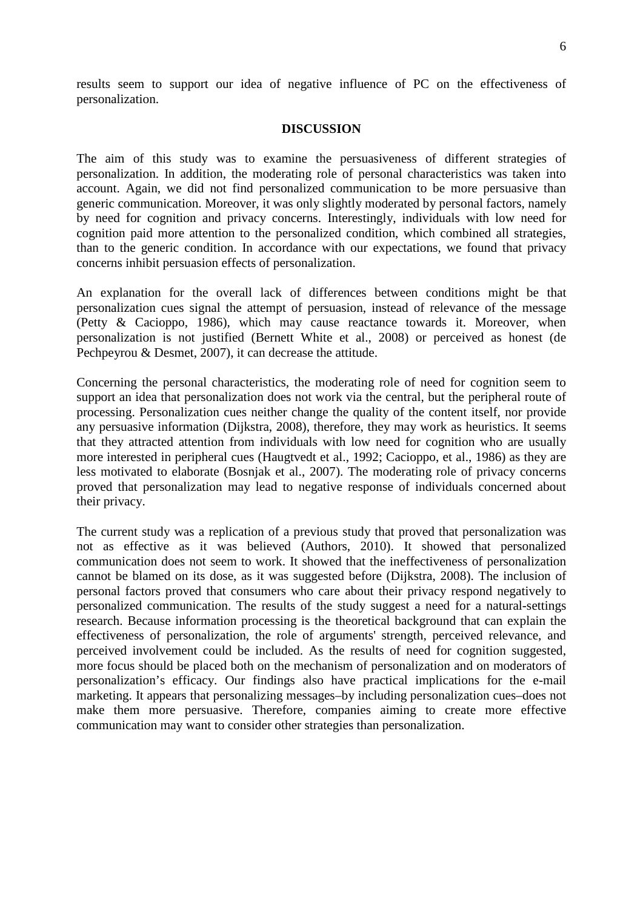results seem to support our idea of negative influence of PC on the effectiveness of personalization.

## DISCUSSION

The aim of this study was to examine the persuasiveness of different strategies of personalization. In addition, the moderating role of personal characteristics was taken into account. Again, we did not find personalized communication to be more persuasive than generic communication. Moreover, it was only slightly moderated by personal factors, namely by need for cognition and privacy concerns. Interestingly, individuals with low need for cognition paid more attention to the personalized condition, which combined all strategies, than to the generic condition. In accordance with our expectations, we found that privacy concerns inhibit persuasion effects of personalization.

An explanation for the overall lack of differences between conditions might be that personalization cues signal the attempt of persuasion, instead of relevance of the message (Petty & Cacioppo, 1986), which may cause reactance towards it. Moreover, when personalization is not justified (Bernett White et al., 2008) or perceived as honest (de Pechpeyrou & Desmet, 2007), it can decrease the attitude.

Concerning the personal characteristics, the moderating role of need for cognition seem to support an idea that personalization does not work via the central, but the peripheral route of processing. Personalization cues neither change the quality of the content itself, nor provide any persuasive information (Dijkstra, 2008), therefore, they may work as heuristics. It seems that they attracted attention from individuals with low need for cognition who are usually more interested in peripheral cues (Haugtvedt et al., 1992; Cacioppo, et al., 1986) as they are less motivated to elaborate (Bosnjak et al., 2007). The moderating role of privacy concerns proved that personalization may lead to negative response of individuals concerned about their privacy.

The current study was a replication of a previous study that proved that personalization was not as effective as it was believed (Authors, 2010). It showed that personalized communication does not seem to work. It showed that the ineffectiveness of personalization cannot be blamed on its dose, as it was suggested before (Dijkstra, 2008). The inclusion of personal factors proved that consumers who care about their privacy respond negatively to personalized communication. The results of the study suggest a need for a natural-settings research. Because information processing is the theoretical background that can explain the effectiveness of personalization, the role of arguments' strength, perceived relevance, and perceived involvement could be included. As the results of need for cognition suggested, more focus should be placed both on the mechanism of personalization and on moderators of personalization's efficacy. Our findings also have practical implications for the e-mail marketing. It appears that personalizing messages–by including personalization cues–does not make them more persuasive. Therefore, companies aiming to create more effective communication may want to consider other strategies than personalization.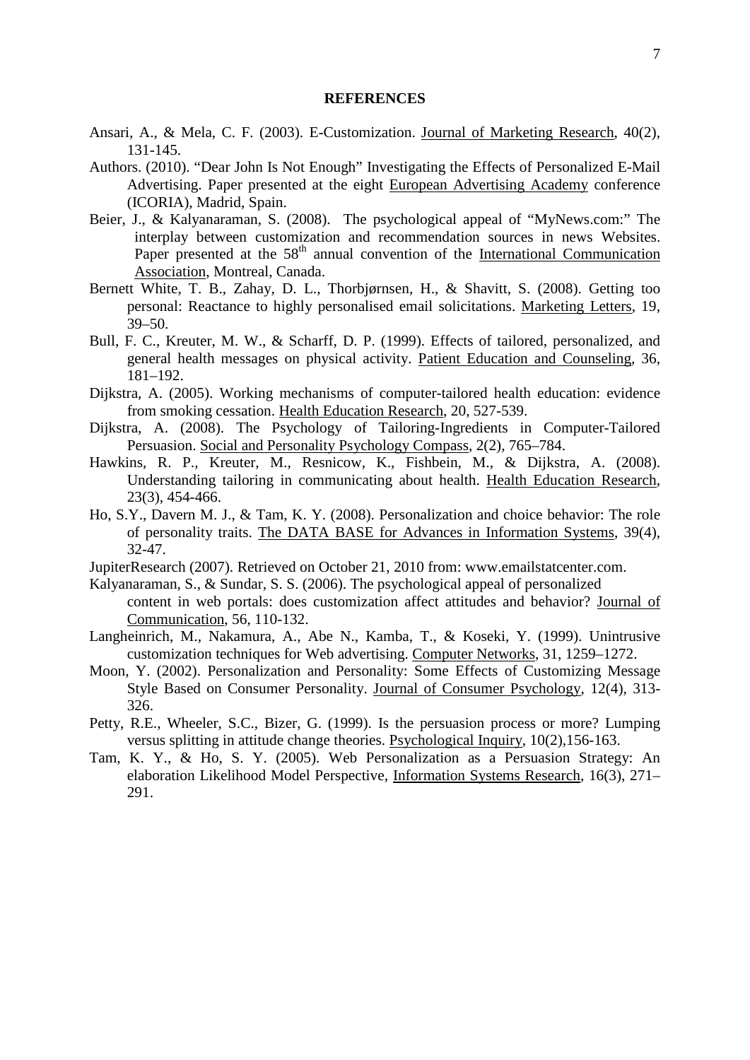## REFERENCES

Ansari, A., & Mela, C. F. (2003). E-Customization. Journal of Marketing Research, 40(2), 131-145.

Authors. (2010). "Dear John Is Not Enough" Investigating the Effects of Personalized E-Mail Advertising. Paper presented at the eight European Advertising Academy conference (ICORIA), Madrid, Spain.

Beier, J., & Kalyanaraman, S. (2008). The psychological appeal of "MyNews.com:" The interplay between customization and recommendation sources in news Websites. Paper presented at the 58th annual convention of the International Communication Association, Montreal, Canada.

Bernett White, T. B., Zahay, D. L., Thorbjørnsen, H., & Shavitt, S. (2008). Getting too personal: Reactance to highly personalised email solicitations. Marketing Letters, 19, 39–50.

Bull, F. C., Kreuter, M. W., & Scharff, D. P. (1999). Effects of tailored, personalized, and general health messages on physical activity. Patient Education and Counseling, 36, 181–192.

Dijkstra, A. (2005). Working mechanisms of computer-tailored health education: evidence from smoking cessation. Health Education Research, 20, 527-539.

Dijkstra, A. (2008). The Psychology of Tailoring-Ingredients in Computer-Tailored Persuasion. Social and Personality Psychology Compass, 2(2), 765–784.

Hawkins, R. P., Kreuter, M., Resnicow, K., Fishbein, M., & Dijkstra, A. (2008). Understanding tailoring in communicating about health. Health Education Research, 23(3), 454-466.

Ho, S.Y., Davern M. J., & Tam, K. Y. (2008). Personalization and choice behavior: The role of personality traits. The DATA BASE for Advances in Information Systems, 39(4), 32-47.

JupiterResearch (2007). Retrieved on October 21, 2010 from: www.emailstatcenter.com.

Kalyanaraman, S., & Sundar, S. S. (2006). The psychological appeal of personalized content in web portals: does customization affect attitudes and behavior? Journal of Communication, 56, 110-132.

Langheinrich, M., Nakamura, A., Abe N., Kamba, T., & Koseki, Y. (1999). Unintrusive customization techniques for Web advertising. Computer Networks, 31, 1259–1272.

Moon, Y. (2002). Personalization and Personality: Some Effects of Customizing Message Style Based on Consumer Personality. Journal of Consumer Psychology, 12(4), 313-326.

Petty, R.E., Wheeler, S.C., Bizer, G. (1999). Is the persuasion process or more? Lumping versus splitting in attitude change theories. Psychological Inquiry, 10(2),156-163.

Tam, K. Y., & Ho, S. Y. (2005). Web Personalization as a Persuasion Strategy: An elaboration Likelihood Model Perspective, Information Systems Research, 16(3), 271–291.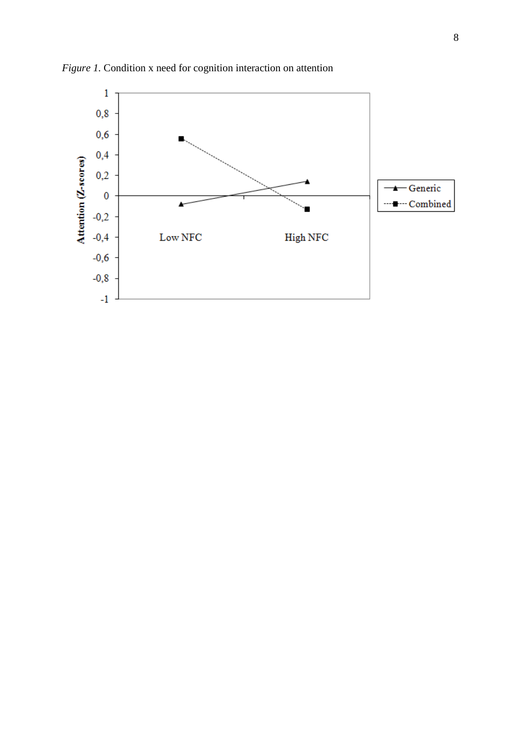*Figure 1.* Condition x need for cognition interaction on attention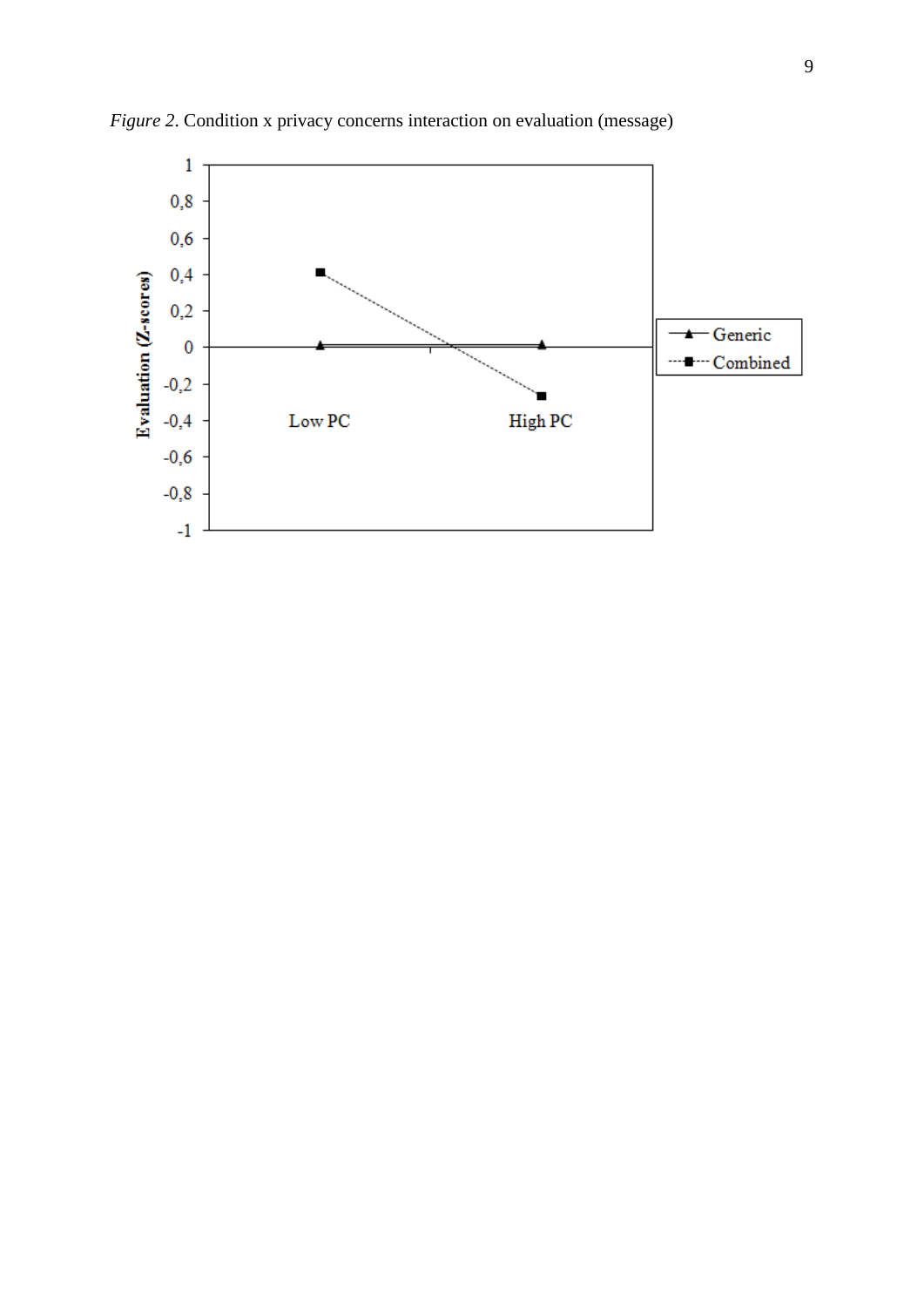*Figure 2*. Condition x privacy concerns interaction on evaluation (message)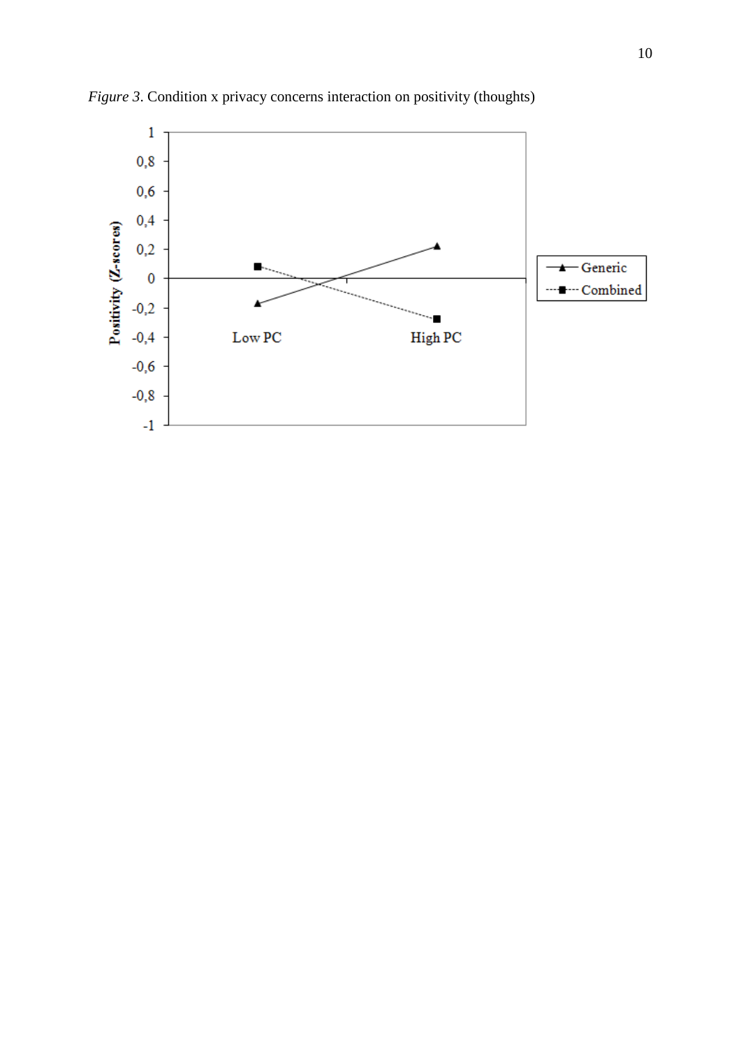*Figure 3*. Condition x privacy concerns interaction on positivity (thoughts)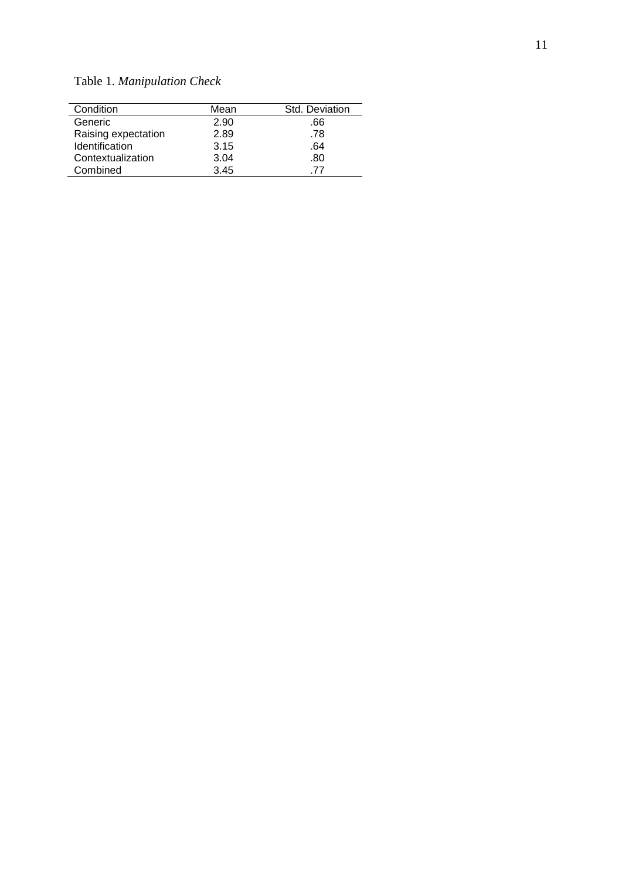Table 1. *Manipulation Check*

| Condition | Mean | Std. Deviation |
| --- | --- | --- |
| Generic | 2.90 | .66 |
| Raising expectation | 2.89 | .78 |
| Identification | 3.15 | .64 |
| Contextualization | 3.04 | .80 |
| Combined | 3.45 | .77 |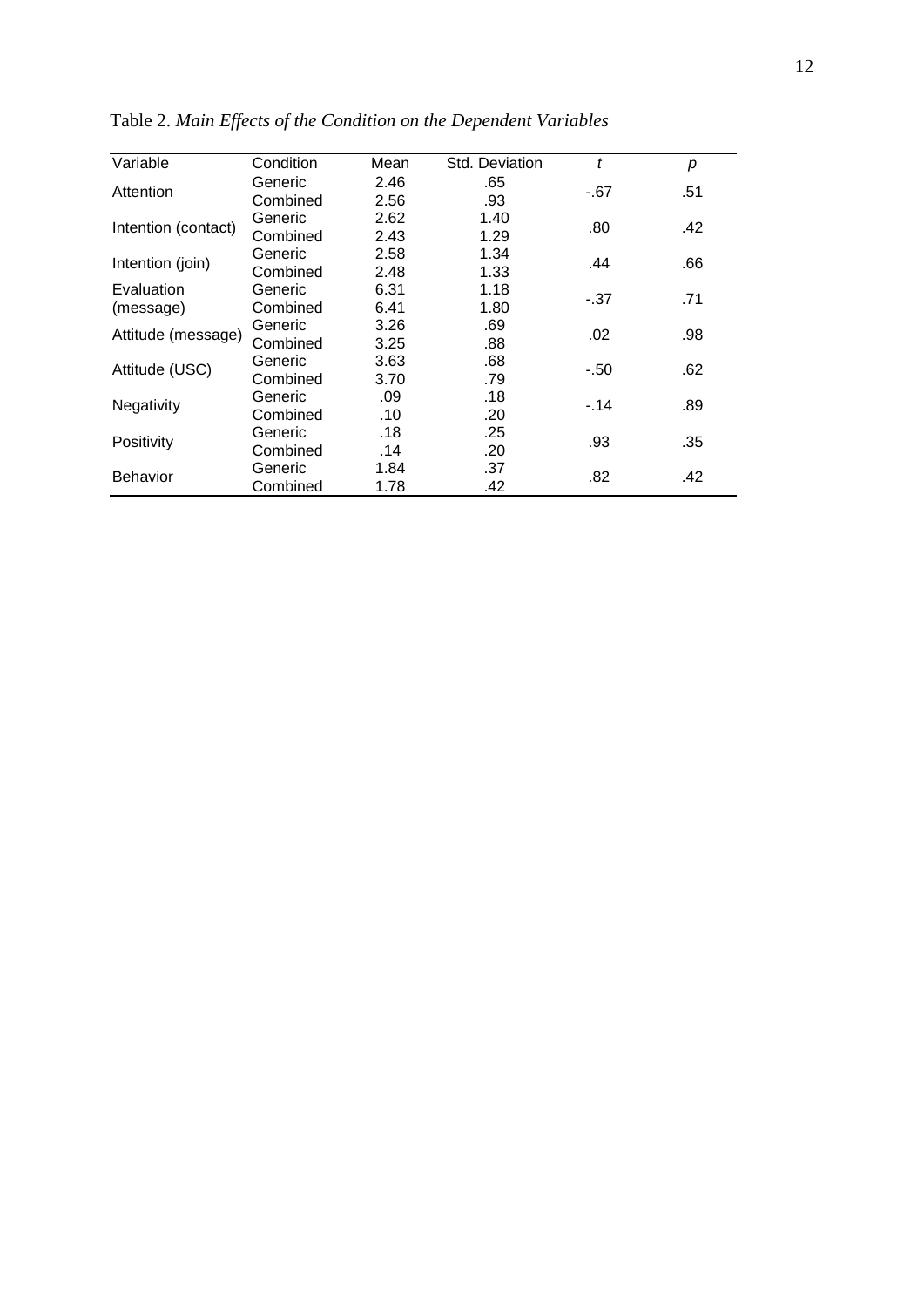Table 2. *Main Effects of the Condition on the Dependent Variables*

| Variable | Condition | Mean | Std. Deviation | *t* | *p* |
|---|---|---|---|---|---|
| Attention | Generic | 2.46 | .65 | -.67 | .51 |
| | Combined | 2.56 | .93 | | |
| Intention (contact) | Generic | 2.62 | 1.40 | .80 | .42 |
| | Combined | 2.43 | 1.29 | | |
| Intention (join) | Generic | 2.58 | 1.34 | .44 | .66 |
| | Combined | 2.48 | 1.33 | | |
| Evaluation (message) | Generic | 6.31 | 1.18 | -.37 | .71 |
| | Combined | 6.41 | 1.80 | | |
| Attitude (message) | Generic | 3.26 | .69 | .02 | .98 |
| | Combined | 3.25 | .88 | | |
| Attitude (USC) | Generic | 3.63 | .68 | -.50 | .62 |
| | Combined | 3.70 | .79 | | |
| Negativity | Generic | .09 | .18 | -.14 | .89 |
| | Combined | .10 | .20 | | |
| Positivity | Generic | .18 | .25 | .93 | .35 |
| | Combined | .14 | .20 | | |
| Behavior | Generic | 1.84 | .37 | .82 | .42 |
| | Combined | 1.78 | .42 | | |